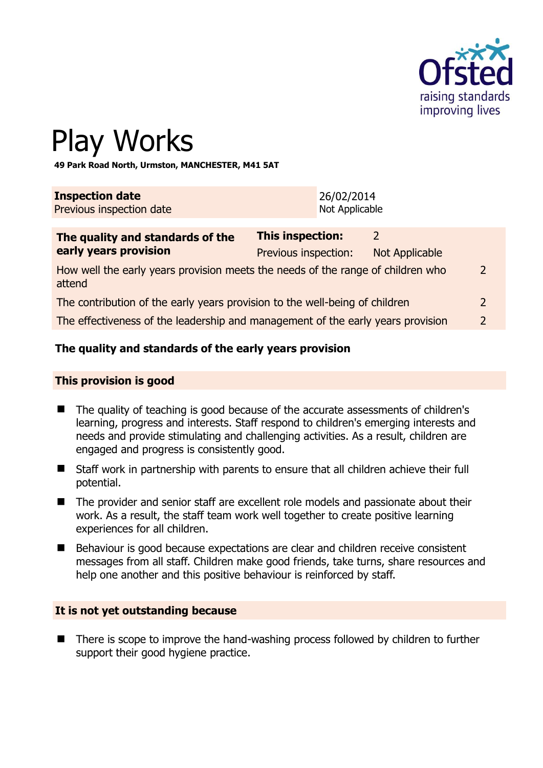# Play Works

**49 Park Road North, Urmston, MANCHESTER, M41 5AT**

| | |
|---|---|
| **Inspection date** | 26/02/2014 |
| Previous inspection date | Not Applicable |

| **The quality and standards of the early years provision** | **This inspection:** | 2 | |
|---|---|---|---|
| | Previous inspection: | Not Applicable | |
| How well the early years provision meets the needs of the range of children who attend | | | 2 |
| The contribution of the early years provision to the well-being of children | | | 2 |
| The effectiveness of the leadership and management of the early years provision | | | 2 |

### The quality and standards of the early years provision

#### This provision is good

- The quality of teaching is good because of the accurate assessments of children's learning, progress and interests. Staff respond to children's emerging interests and needs and provide stimulating and challenging activities. As a result, children are engaged and progress is consistently good.
- Staff work in partnership with parents to ensure that all children achieve their full potential.
- The provider and senior staff are excellent role models and passionate about their work. As a result, the staff team work well together to create positive learning experiences for all children.
- Behaviour is good because expectations are clear and children receive consistent messages from all staff. Children make good friends, take turns, share resources and help one another and this positive behaviour is reinforced by staff.

#### It is not yet outstanding because

- There is scope to improve the hand-washing process followed by children to further support their good hygiene practice.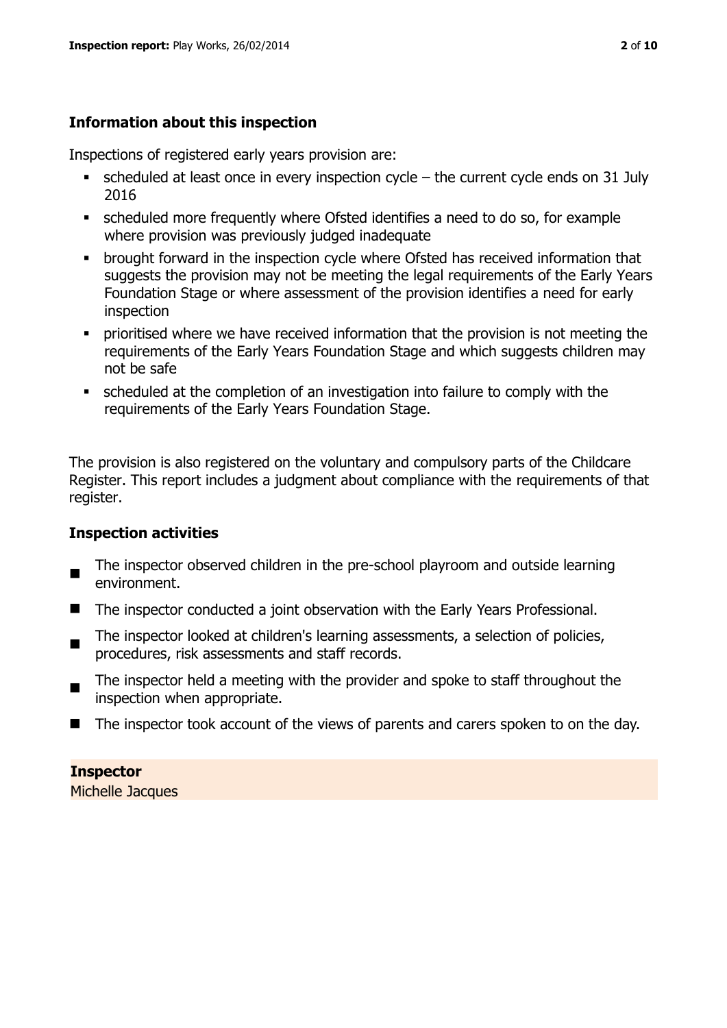### Information about this inspection

Inspections of registered early years provision are:

- scheduled at least once in every inspection cycle – the current cycle ends on 31 July 2016
- scheduled more frequently where Ofsted identifies a need to do so, for example where provision was previously judged inadequate
- brought forward in the inspection cycle where Ofsted has received information that suggests the provision may not be meeting the legal requirements of the Early Years Foundation Stage or where assessment of the provision identifies a need for early inspection
- prioritised where we have received information that the provision is not meeting the requirements of the Early Years Foundation Stage and which suggests children may not be safe
- scheduled at the completion of an investigation into failure to comply with the requirements of the Early Years Foundation Stage.

The provision is also registered on the voluntary and compulsory parts of the Childcare Register. This report includes a judgment about compliance with the requirements of that register.

### Inspection activities

- The inspector observed children in the pre-school playroom and outside learning environment.
- The inspector conducted a joint observation with the Early Years Professional.
- The inspector looked at children's learning assessments, a selection of policies, procedures, risk assessments and staff records.
- The inspector held a meeting with the provider and spoke to staff throughout the inspection when appropriate.
- The inspector took account of the views of parents and carers spoken to on the day.

**Inspector**
Michelle Jacques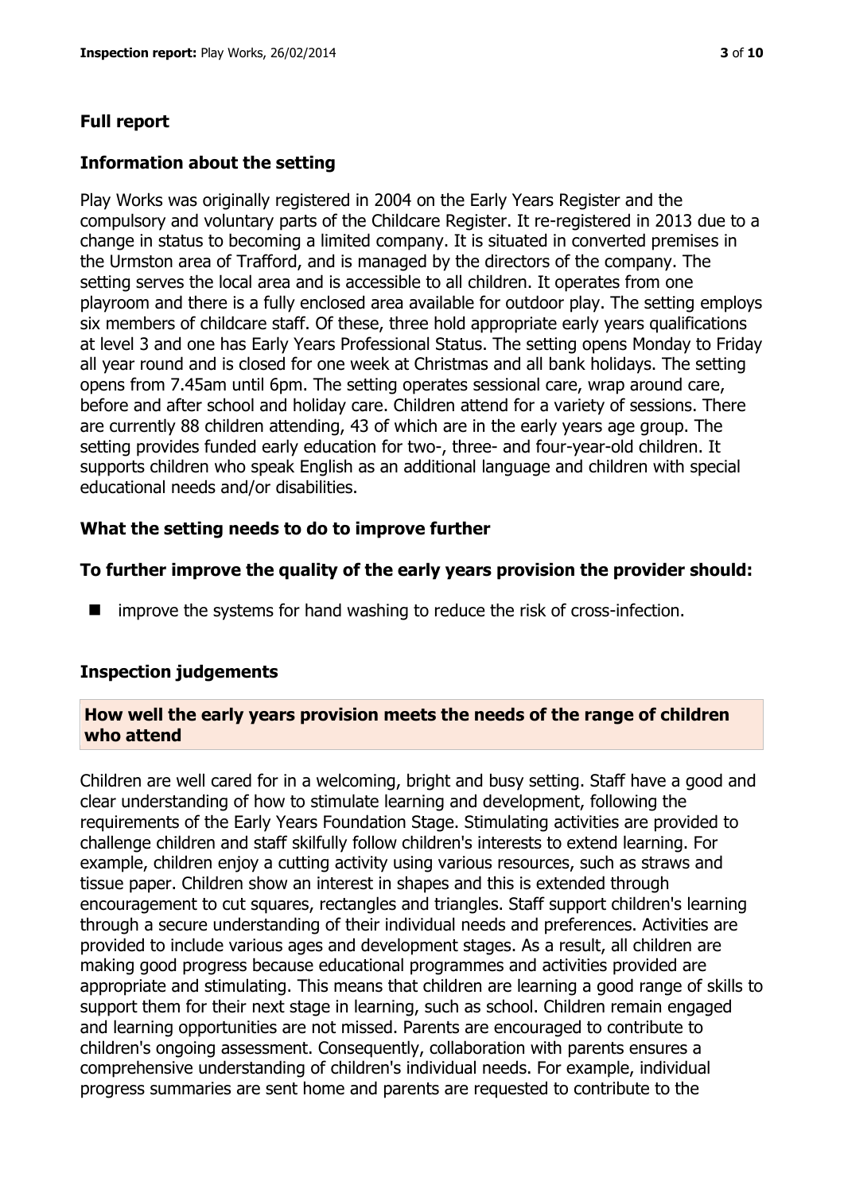## Full report

### Information about the setting

Play Works was originally registered in 2004 on the Early Years Register and the compulsory and voluntary parts of the Childcare Register. It re-registered in 2013 due to a change in status to becoming a limited company. It is situated in converted premises in the Urmston area of Trafford, and is managed by the directors of the company. The setting serves the local area and is accessible to all children. It operates from one playroom and there is a fully enclosed area available for outdoor play. The setting employs six members of childcare staff. Of these, three hold appropriate early years qualifications at level 3 and one has Early Years Professional Status. The setting opens Monday to Friday all year round and is closed for one week at Christmas and all bank holidays. The setting opens from 7.45am until 6pm. The setting operates sessional care, wrap around care, before and after school and holiday care. Children attend for a variety of sessions. There are currently 88 children attending, 43 of which are in the early years age group. The setting provides funded early education for two-, three- and four-year-old children. It supports children who speak English as an additional language and children with special educational needs and/or disabilities.

### What the setting needs to do to improve further

### To further improve the quality of the early years provision the provider should:

- improve the systems for hand washing to reduce the risk of cross-infection.

### Inspection judgements

#### How well the early years provision meets the needs of the range of children who attend

Children are well cared for in a welcoming, bright and busy setting. Staff have a good and clear understanding of how to stimulate learning and development, following the requirements of the Early Years Foundation Stage. Stimulating activities are provided to challenge children and staff skilfully follow children's interests to extend learning. For example, children enjoy a cutting activity using various resources, such as straws and tissue paper. Children show an interest in shapes and this is extended through encouragement to cut squares, rectangles and triangles. Staff support children's learning through a secure understanding of their individual needs and preferences. Activities are provided to include various ages and development stages. As a result, all children are making good progress because educational programmes and activities provided are appropriate and stimulating. This means that children are learning a good range of skills to support them for their next stage in learning, such as school. Children remain engaged and learning opportunities are not missed. Parents are encouraged to contribute to children's ongoing assessment. Consequently, collaboration with parents ensures a comprehensive understanding of children's individual needs. For example, individual progress summaries are sent home and parents are requested to contribute to the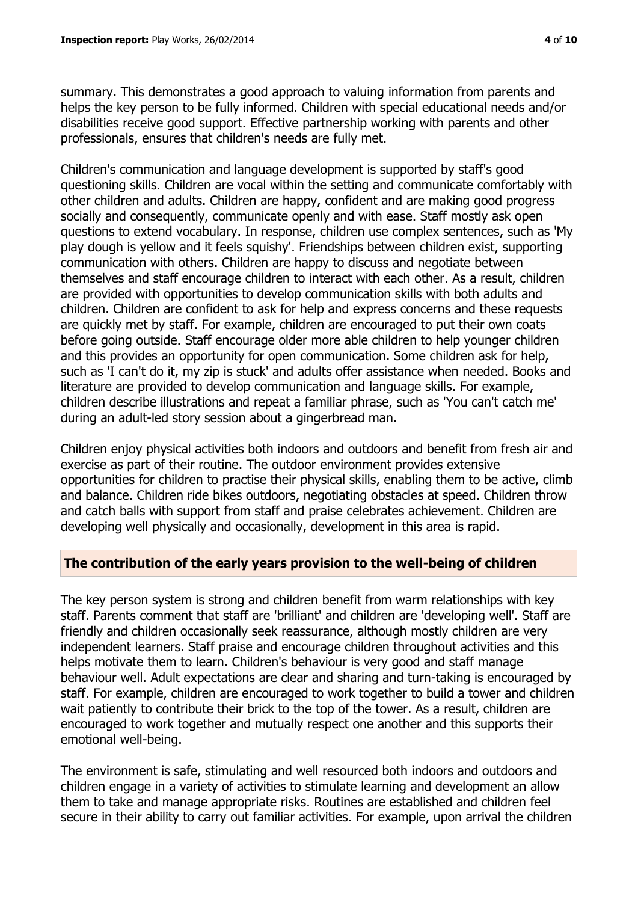summary. This demonstrates a good approach to valuing information from parents and helps the key person to be fully informed. Children with special educational needs and/or disabilities receive good support. Effective partnership working with parents and other professionals, ensures that children's needs are fully met.

Children's communication and language development is supported by staff's good questioning skills. Children are vocal within the setting and communicate comfortably with other children and adults. Children are happy, confident and are making good progress socially and consequently, communicate openly and with ease. Staff mostly ask open questions to extend vocabulary. In response, children use complex sentences, such as 'My play dough is yellow and it feels squishy'. Friendships between children exist, supporting communication with others. Children are happy to discuss and negotiate between themselves and staff encourage children to interact with each other. As a result, children are provided with opportunities to develop communication skills with both adults and children. Children are confident to ask for help and express concerns and these requests are quickly met by staff. For example, children are encouraged to put their own coats before going outside. Staff encourage older more able children to help younger children and this provides an opportunity for open communication. Some children ask for help, such as 'I can't do it, my zip is stuck' and adults offer assistance when needed. Books and literature are provided to develop communication and language skills. For example, children describe illustrations and repeat a familiar phrase, such as 'You can't catch me' during an adult-led story session about a gingerbread man.

Children enjoy physical activities both indoors and outdoors and benefit from fresh air and exercise as part of their routine. The outdoor environment provides extensive opportunities for children to practise their physical skills, enabling them to be active, climb and balance. Children ride bikes outdoors, negotiating obstacles at speed. Children throw and catch balls with support from staff and praise celebrates achievement. Children are developing well physically and occasionally, development in this area is rapid.

## The contribution of the early years provision to the well-being of children

The key person system is strong and children benefit from warm relationships with key staff. Parents comment that staff are 'brilliant' and children are 'developing well'. Staff are friendly and children occasionally seek reassurance, although mostly children are very independent learners. Staff praise and encourage children throughout activities and this helps motivate them to learn. Children's behaviour is very good and staff manage behaviour well. Adult expectations are clear and sharing and turn-taking is encouraged by staff. For example, children are encouraged to work together to build a tower and children wait patiently to contribute their brick to the top of the tower. As a result, children are encouraged to work together and mutually respect one another and this supports their emotional well-being.

The environment is safe, stimulating and well resourced both indoors and outdoors and children engage in a variety of activities to stimulate learning and development an allow them to take and manage appropriate risks. Routines are established and children feel secure in their ability to carry out familiar activities. For example, upon arrival the children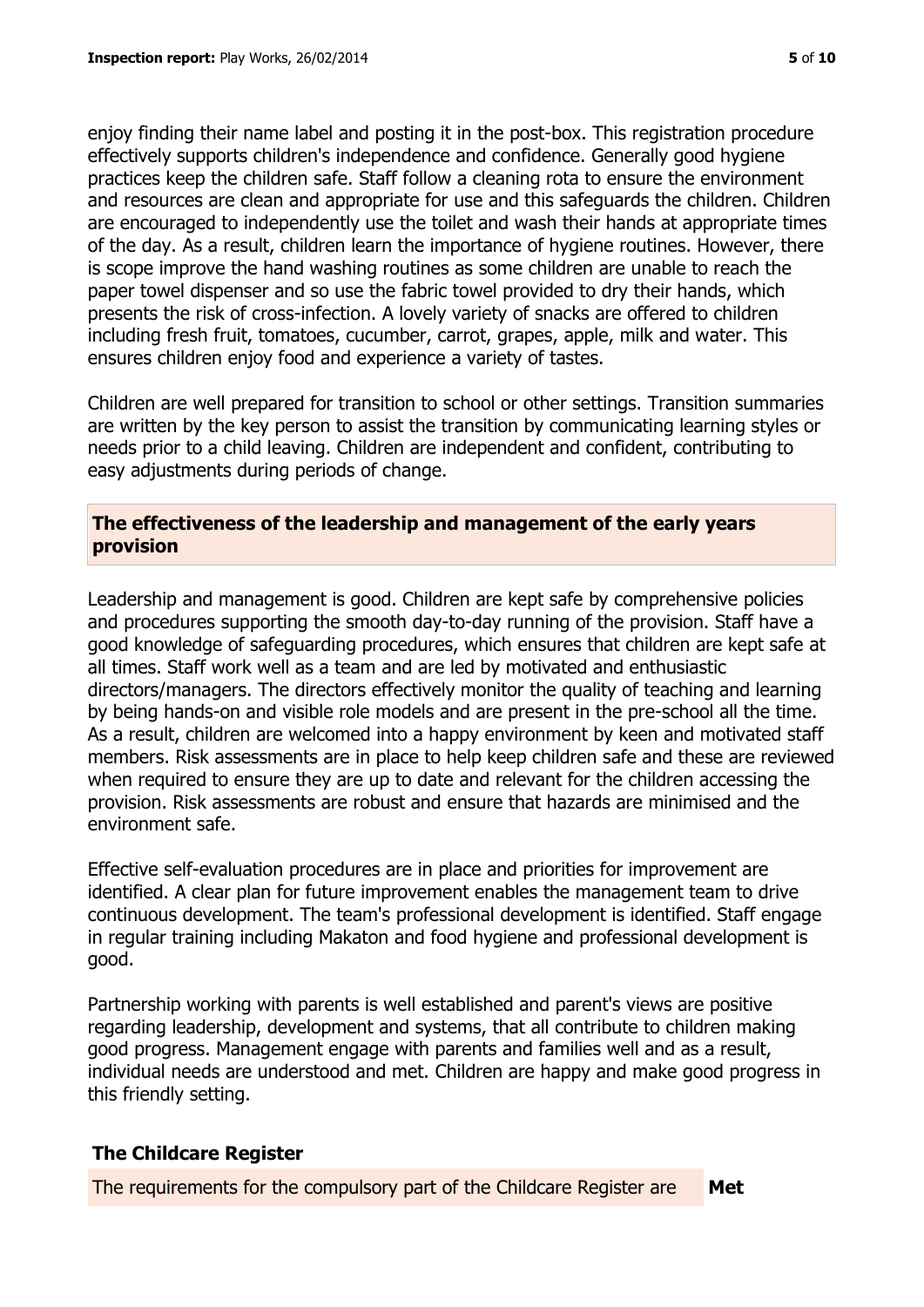enjoy finding their name label and posting it in the post-box. This registration procedure effectively supports children's independence and confidence. Generally good hygiene practices keep the children safe. Staff follow a cleaning rota to ensure the environment and resources are clean and appropriate for use and this safeguards the children. Children are encouraged to independently use the toilet and wash their hands at appropriate times of the day. As a result, children learn the importance of hygiene routines. However, there is scope improve the hand washing routines as some children are unable to reach the paper towel dispenser and so use the fabric towel provided to dry their hands, which presents the risk of cross-infection. A lovely variety of snacks are offered to children including fresh fruit, tomatoes, cucumber, carrot, grapes, apple, milk and water. This ensures children enjoy food and experience a variety of tastes.

Children are well prepared for transition to school or other settings. Transition summaries are written by the key person to assist the transition by communicating learning styles or needs prior to a child leaving. Children are independent and confident, contributing to easy adjustments during periods of change.

## The effectiveness of the leadership and management of the early years provision

Leadership and management is good. Children are kept safe by comprehensive policies and procedures supporting the smooth day-to-day running of the provision. Staff have a good knowledge of safeguarding procedures, which ensures that children are kept safe at all times. Staff work well as a team and are led by motivated and enthusiastic directors/managers. The directors effectively monitor the quality of teaching and learning by being hands-on and visible role models and are present in the pre-school all the time. As a result, children are welcomed into a happy environment by keen and motivated staff members. Risk assessments are in place to help keep children safe and these are reviewed when required to ensure they are up to date and relevant for the children accessing the provision. Risk assessments are robust and ensure that hazards are minimised and the environment safe.

Effective self-evaluation procedures are in place and priorities for improvement are identified. A clear plan for future improvement enables the management team to drive continuous development. The team's professional development is identified. Staff engage in regular training including Makaton and food hygiene and professional development is good.

Partnership working with parents is well established and parent's views are positive regarding leadership, development and systems, that all contribute to children making good progress. Management engage with parents and families well and as a result, individual needs are understood and met. Children are happy and make good progress in this friendly setting.

## The Childcare Register

| The requirements for the compulsory part of the Childcare Register are | **Met** |
|---|---|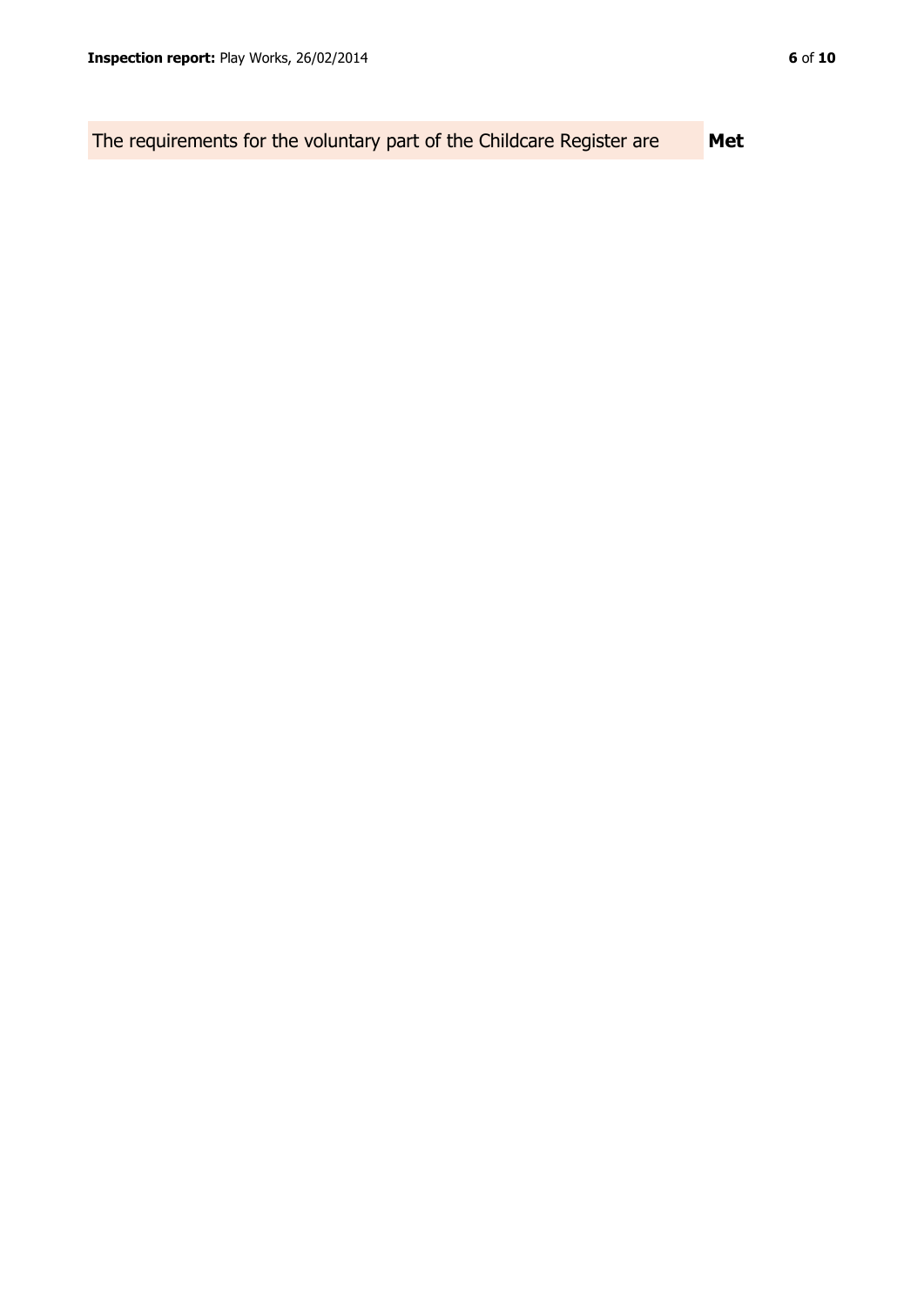| The requirements for the voluntary part of the Childcare Register are | **Met** |
| --- | --- |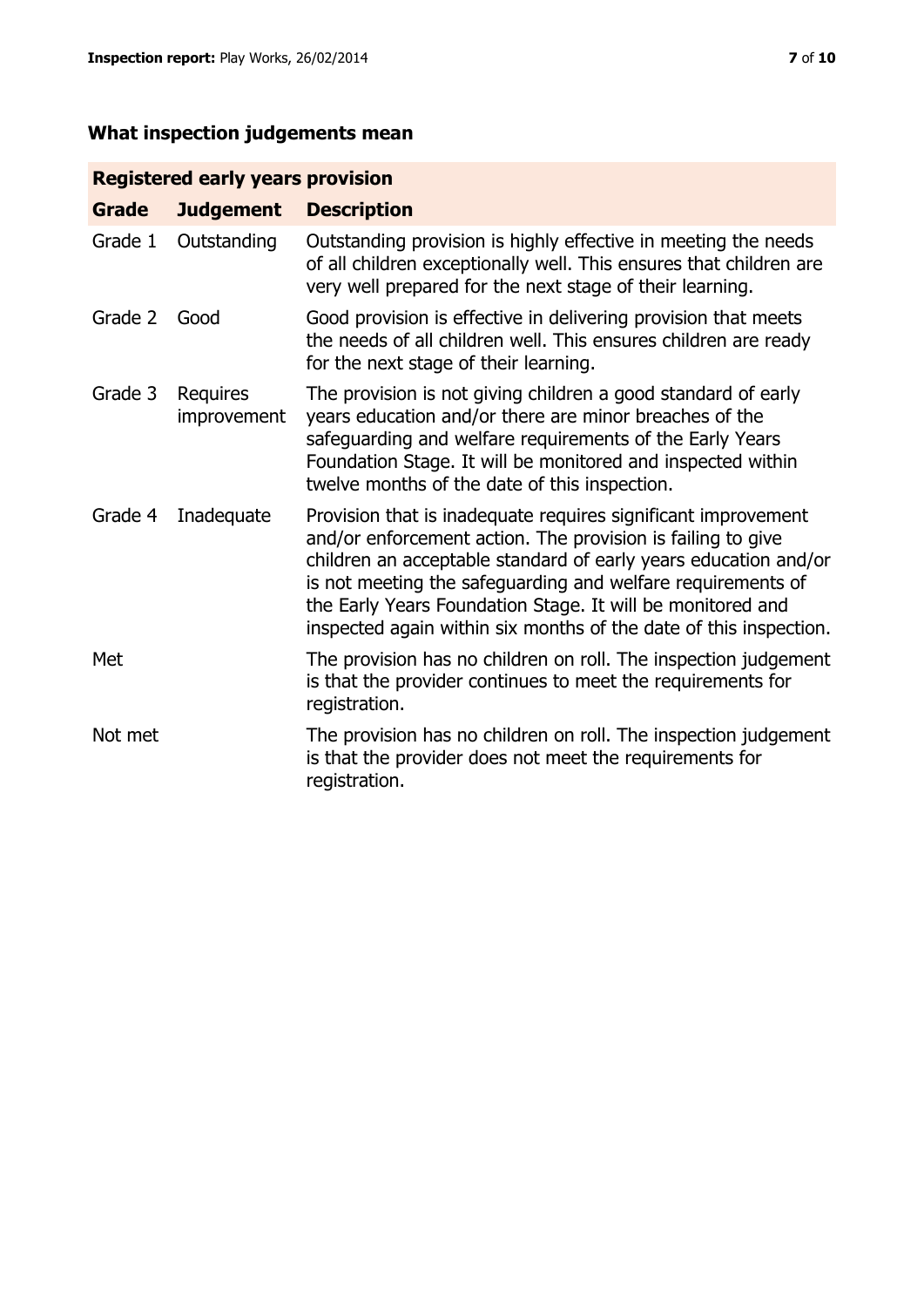## What inspection judgements mean

| Registered early years provision | | |
|---|---|---|
| **Grade** | **Judgement** | **Description** |
| Grade 1 | Outstanding | Outstanding provision is highly effective in meeting the needs of all children exceptionally well. This ensures that children are very well prepared for the next stage of their learning. |
| Grade 2 | Good | Good provision is effective in delivering provision that meets the needs of all children well. This ensures children are ready for the next stage of their learning. |
| Grade 3 | Requires improvement | The provision is not giving children a good standard of early years education and/or there are minor breaches of the safeguarding and welfare requirements of the Early Years Foundation Stage. It will be monitored and inspected within twelve months of the date of this inspection. |
| Grade 4 | Inadequate | Provision that is inadequate requires significant improvement and/or enforcement action. The provision is failing to give children an acceptable standard of early years education and/or is not meeting the safeguarding and welfare requirements of the Early Years Foundation Stage. It will be monitored and inspected again within six months of the date of this inspection. |
| Met | | The provision has no children on roll. The inspection judgement is that the provider continues to meet the requirements for registration. |
| Not met | | The provision has no children on roll. The inspection judgement is that the provider does not meet the requirements for registration. |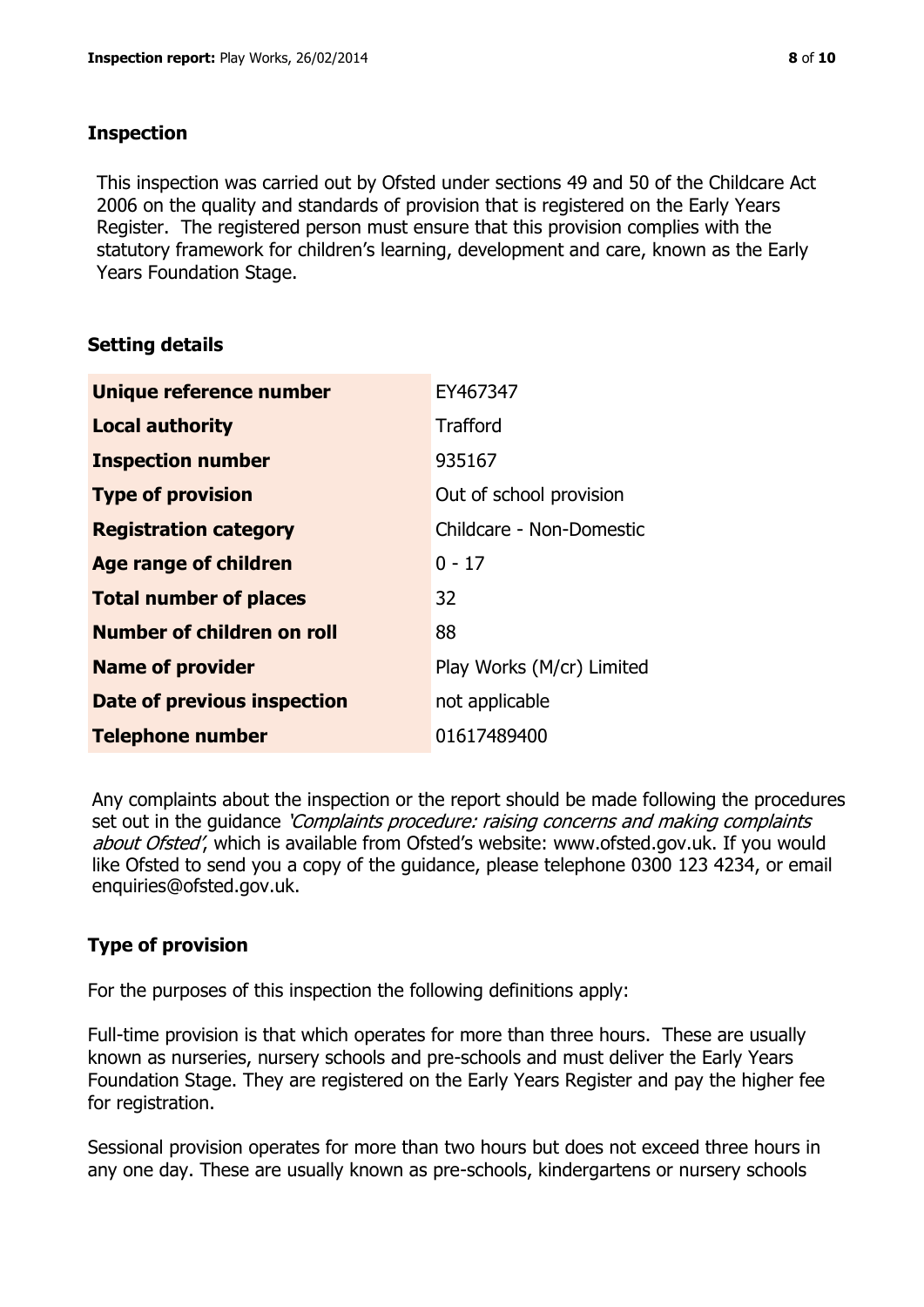## Inspection

This inspection was carried out by Ofsted under sections 49 and 50 of the Childcare Act 2006 on the quality and standards of provision that is registered on the Early Years Register. The registered person must ensure that this provision complies with the statutory framework for children's learning, development and care, known as the Early Years Foundation Stage.

## Setting details

| | |
|---|---|
| **Unique reference number** | EY467347 |
| **Local authority** | Trafford |
| **Inspection number** | 935167 |
| **Type of provision** | Out of school provision |
| **Registration category** | Childcare - Non-Domestic |
| **Age range of children** | 0 - 17 |
| **Total number of places** | 32 |
| **Number of children on roll** | 88 |
| **Name of provider** | Play Works (M/cr) Limited |
| **Date of previous inspection** | not applicable |
| **Telephone number** | 01617489400 |

Any complaints about the inspection or the report should be made following the procedures set out in the guidance *'Complaints procedure: raising concerns and making complaints about Ofsted'*, which is available from Ofsted's website: www.ofsted.gov.uk. If you would like Ofsted to send you a copy of the guidance, please telephone 0300 123 4234, or email enquiries@ofsted.gov.uk.

## Type of provision

For the purposes of this inspection the following definitions apply:

Full-time provision is that which operates for more than three hours. These are usually known as nurseries, nursery schools and pre-schools and must deliver the Early Years Foundation Stage. They are registered on the Early Years Register and pay the higher fee for registration.

Sessional provision operates for more than two hours but does not exceed three hours in any one day. These are usually known as pre-schools, kindergartens or nursery schools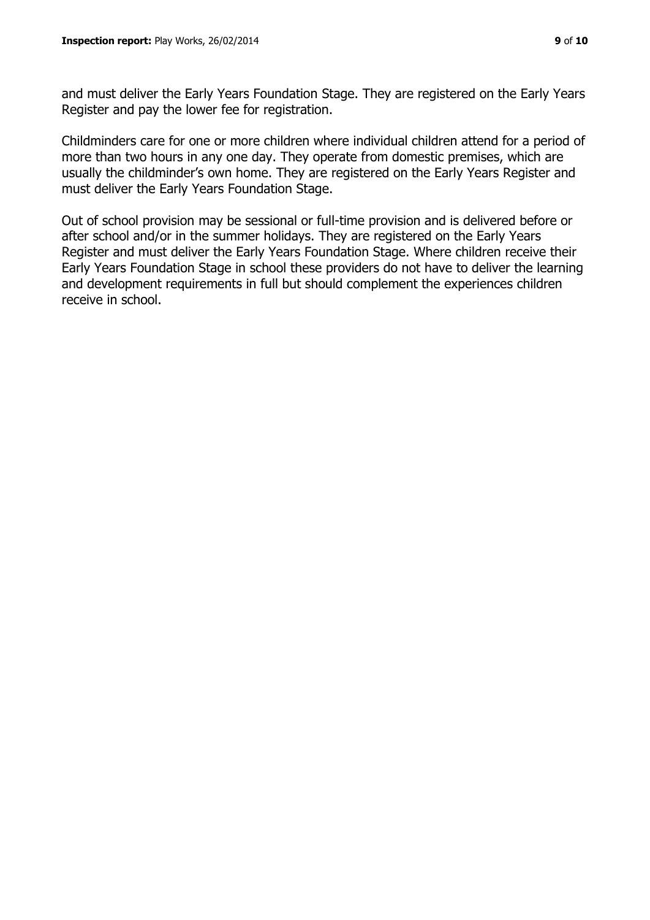and must deliver the Early Years Foundation Stage. They are registered on the Early Years Register and pay the lower fee for registration.

Childminders care for one or more children where individual children attend for a period of more than two hours in any one day. They operate from domestic premises, which are usually the childminder's own home. They are registered on the Early Years Register and must deliver the Early Years Foundation Stage.

Out of school provision may be sessional or full-time provision and is delivered before or after school and/or in the summer holidays. They are registered on the Early Years Register and must deliver the Early Years Foundation Stage. Where children receive their Early Years Foundation Stage in school these providers do not have to deliver the learning and development requirements in full but should complement the experiences children receive in school.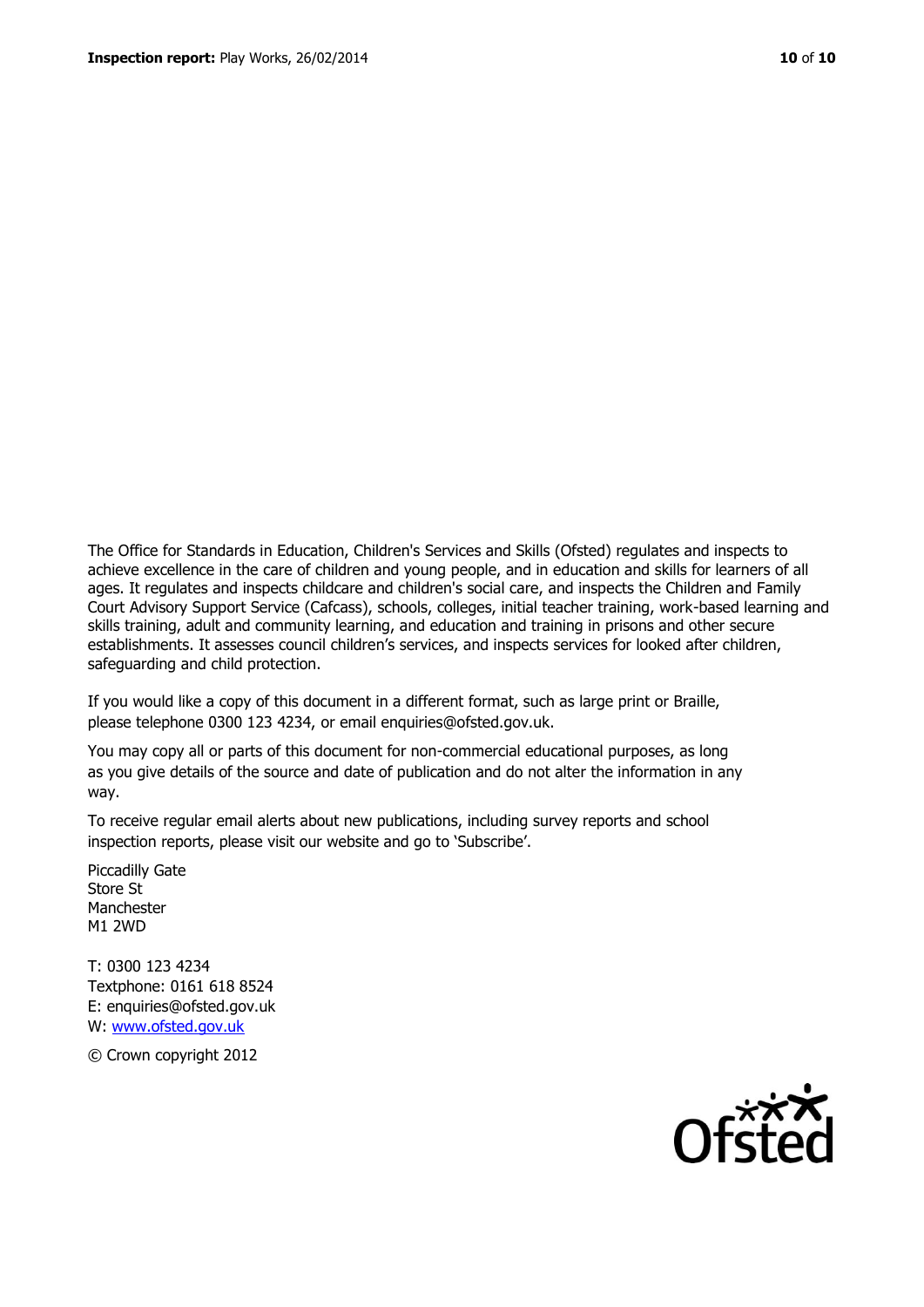The Office for Standards in Education, Children's Services and Skills (Ofsted) regulates and inspects to achieve excellence in the care of children and young people, and in education and skills for learners of all ages. It regulates and inspects childcare and children's social care, and inspects the Children and Family Court Advisory Support Service (Cafcass), schools, colleges, initial teacher training, work-based learning and skills training, adult and community learning, and education and training in prisons and other secure establishments. It assesses council children's services, and inspects services for looked after children, safeguarding and child protection.

If you would like a copy of this document in a different format, such as large print or Braille, please telephone 0300 123 4234, or email enquiries@ofsted.gov.uk.

You may copy all or parts of this document for non-commercial educational purposes, as long as you give details of the source and date of publication and do not alter the information in any way.

To receive regular email alerts about new publications, including survey reports and school inspection reports, please visit our website and go to 'Subscribe'.

Piccadilly Gate
Store St
Manchester
M1 2WD

T: 0300 123 4234
Textphone: 0161 618 8524
E: enquiries@ofsted.gov.uk
W: [www.ofsted.gov.uk](http://www.ofsted.gov.uk)

© Crown copyright 2012

Ofsted